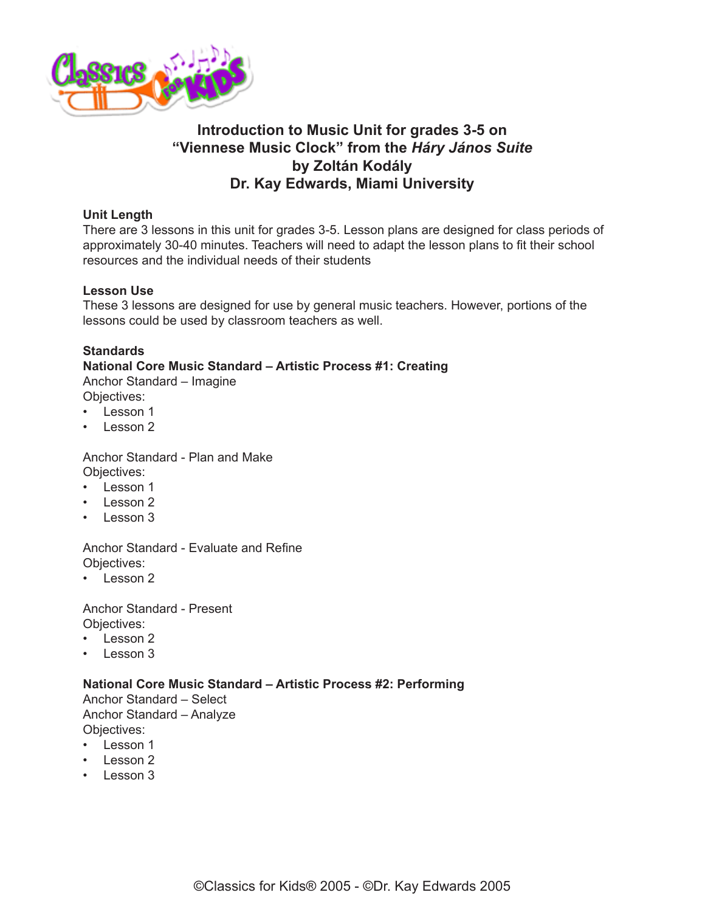# Introduction to Music Unit for grades 3-5 on "Viennese Music Clock" from the *Háry János Suite* by Zoltán Kodály
## Dr. Kay Edwards, Miami University

**Unit Length**

There are 3 lessons in this unit for grades 3-5. Lesson plans are designed for class periods of approximately 30-40 minutes. Teachers will need to adapt the lesson plans to fit their school resources and the individual needs of their students

**Lesson Use**

These 3 lessons are designed for use by general music teachers. However, portions of the lessons could be used by classroom teachers as well.

**Standards**

**National Core Music Standard – Artistic Process #1: Creating**

Anchor Standard – Imagine

Objectives:

- Lesson 1
- Lesson 2

Anchor Standard - Plan and Make

Objectives:

- Lesson 1
- Lesson 2
- Lesson 3

Anchor Standard - Evaluate and Refine

Objectives:

- Lesson 2

Anchor Standard - Present

Objectives:

- Lesson 2
- Lesson 3

**National Core Music Standard – Artistic Process #2: Performing**

Anchor Standard – Select

Anchor Standard – Analyze

Objectives:

- Lesson 1
- Lesson 2
- Lesson 3

©Classics for Kids® 2005 - ©Dr. Kay Edwards 2005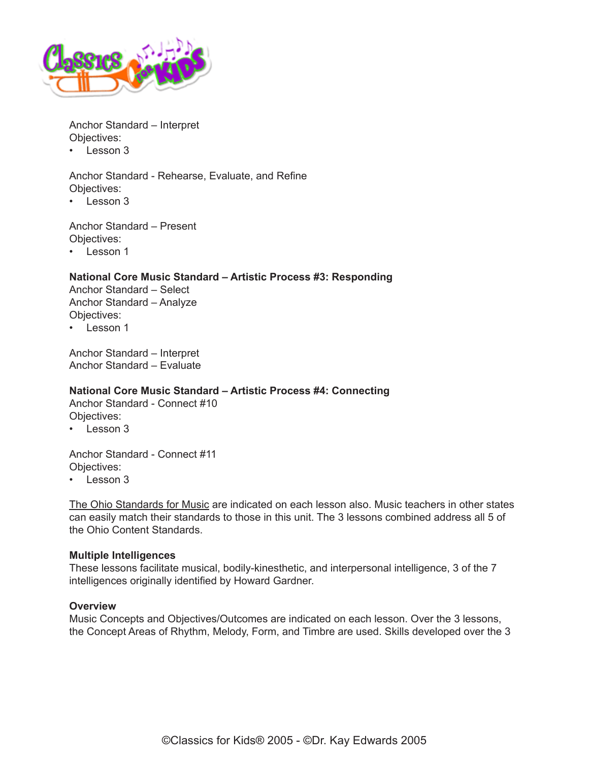Anchor Standard – Interpret
Objectives:
- Lesson 3

Anchor Standard - Rehearse, Evaluate, and Refine
Objectives:
- Lesson 3

Anchor Standard – Present
Objectives:
- Lesson 1

**National Core Music Standard – Artistic Process #3: Responding**
Anchor Standard – Select
Anchor Standard – Analyze
Objectives:
- Lesson 1

Anchor Standard – Interpret
Anchor Standard – Evaluate

**National Core Music Standard – Artistic Process #4: Connecting**
Anchor Standard - Connect #10
Objectives:
- Lesson 3

Anchor Standard - Connect #11
Objectives:
- Lesson 3

The Ohio Standards for Music are indicated on each lesson also. Music teachers in other states can easily match their standards to those in this unit. The 3 lessons combined address all 5 of the Ohio Content Standards.

**Multiple Intelligences**
These lessons facilitate musical, bodily-kinesthetic, and interpersonal intelligence, 3 of the 7 intelligences originally identified by Howard Gardner.

**Overview**
Music Concepts and Objectives/Outcomes are indicated on each lesson. Over the 3 lessons, the Concept Areas of Rhythm, Melody, Form, and Timbre are used. Skills developed over the 3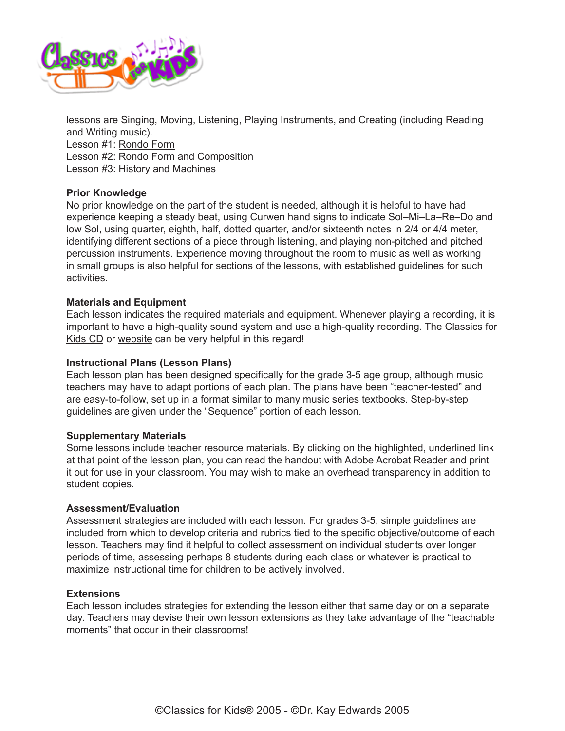lessons are Singing, Moving, Listening, Playing Instruments, and Creating (including Reading and Writing music).

Lesson #1: Rondo Form
Lesson #2: Rondo Form and Composition
Lesson #3: History and Machines

**Prior Knowledge**

No prior knowledge on the part of the student is needed, although it is helpful to have had experience keeping a steady beat, using Curwen hand signs to indicate Sol–Mi–La–Re–Do and low Sol, using quarter, eighth, half, dotted quarter, and/or sixteenth notes in 2/4 or 4/4 meter, identifying different sections of a piece through listening, and playing non-pitched and pitched percussion instruments. Experience moving throughout the room to music as well as working in small groups is also helpful for sections of the lessons, with established guidelines for such activities.

**Materials and Equipment**

Each lesson indicates the required materials and equipment. Whenever playing a recording, it is important to have a high-quality sound system and use a high-quality recording. The Classics for Kids CD or website can be very helpful in this regard!

**Instructional Plans (Lesson Plans)**

Each lesson plan has been designed specifically for the grade 3-5 age group, although music teachers may have to adapt portions of each plan. The plans have been "teacher-tested" and are easy-to-follow, set up in a format similar to many music series textbooks. Step-by-step guidelines are given under the "Sequence" portion of each lesson.

**Supplementary Materials**

Some lessons include teacher resource materials. By clicking on the highlighted, underlined link at that point of the lesson plan, you can read the handout with Adobe Acrobat Reader and print it out for use in your classroom. You may wish to make an overhead transparency in addition to student copies.

**Assessment/Evaluation**

Assessment strategies are included with each lesson. For grades 3-5, simple guidelines are included from which to develop criteria and rubrics tied to the specific objective/outcome of each lesson. Teachers may find it helpful to collect assessment on individual students over longer periods of time, assessing perhaps 8 students during each class or whatever is practical to maximize instructional time for children to be actively involved.

**Extensions**

Each lesson includes strategies for extending the lesson either that same day or on a separate day. Teachers may devise their own lesson extensions as they take advantage of the "teachable moments" that occur in their classrooms!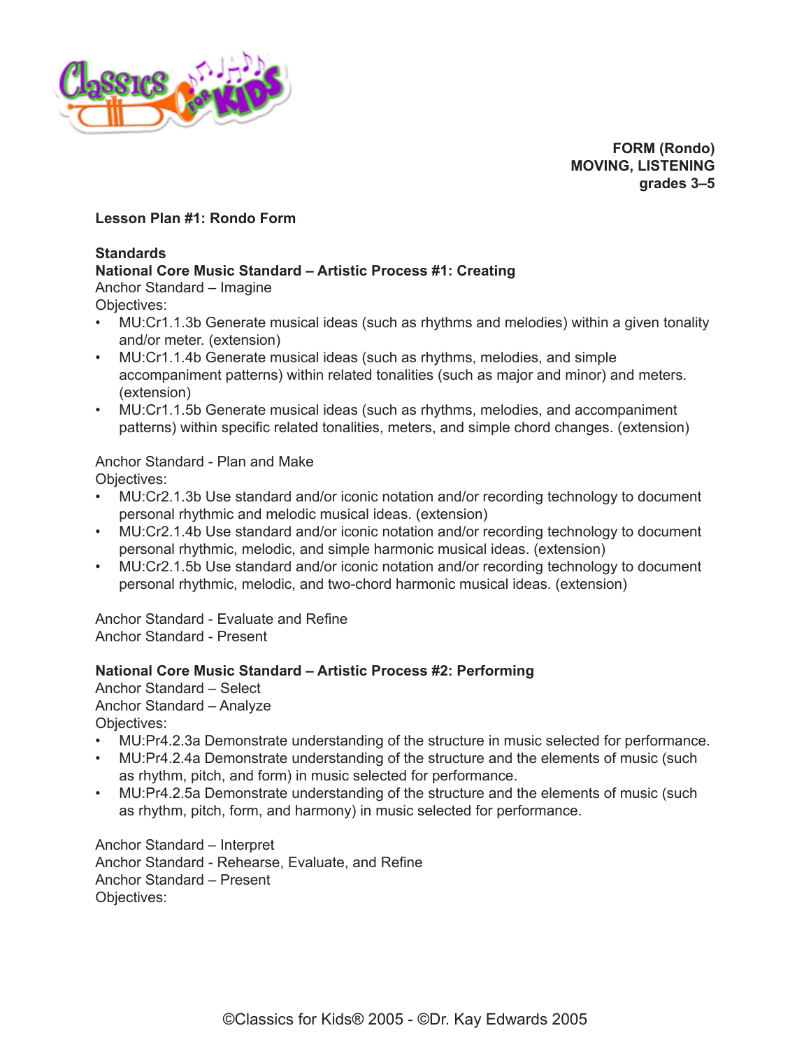**FORM (Rondo)**
**MOVING, LISTENING**
**grades 3–5**

**Lesson Plan #1: Rondo Form**

**Standards**

**National Core Music Standard – Artistic Process #1: Creating**

Anchor Standard – Imagine

Objectives:

- MU:Cr1.1.3b Generate musical ideas (such as rhythms and melodies) within a given tonality and/or meter. (extension)
- MU:Cr1.1.4b Generate musical ideas (such as rhythms, melodies, and simple accompaniment patterns) within related tonalities (such as major and minor) and meters. (extension)
- MU:Cr1.1.5b Generate musical ideas (such as rhythms, melodies, and accompaniment patterns) within specific related tonalities, meters, and simple chord changes. (extension)

Anchor Standard - Plan and Make

Objectives:

- MU:Cr2.1.3b Use standard and/or iconic notation and/or recording technology to document personal rhythmic and melodic musical ideas. (extension)
- MU:Cr2.1.4b Use standard and/or iconic notation and/or recording technology to document personal rhythmic, melodic, and simple harmonic musical ideas. (extension)
- MU:Cr2.1.5b Use standard and/or iconic notation and/or recording technology to document personal rhythmic, melodic, and two-chord harmonic musical ideas. (extension)

Anchor Standard - Evaluate and Refine

Anchor Standard - Present

**National Core Music Standard – Artistic Process #2: Performing**

Anchor Standard – Select

Anchor Standard – Analyze

Objectives:

- MU:Pr4.2.3a Demonstrate understanding of the structure in music selected for performance.
- MU:Pr4.2.4a Demonstrate understanding of the structure and the elements of music (such as rhythm, pitch, and form) in music selected for performance.
- MU:Pr4.2.5a Demonstrate understanding of the structure and the elements of music (such as rhythm, pitch, form, and harmony) in music selected for performance.

Anchor Standard – Interpret

Anchor Standard - Rehearse, Evaluate, and Refine

Anchor Standard – Present

Objectives: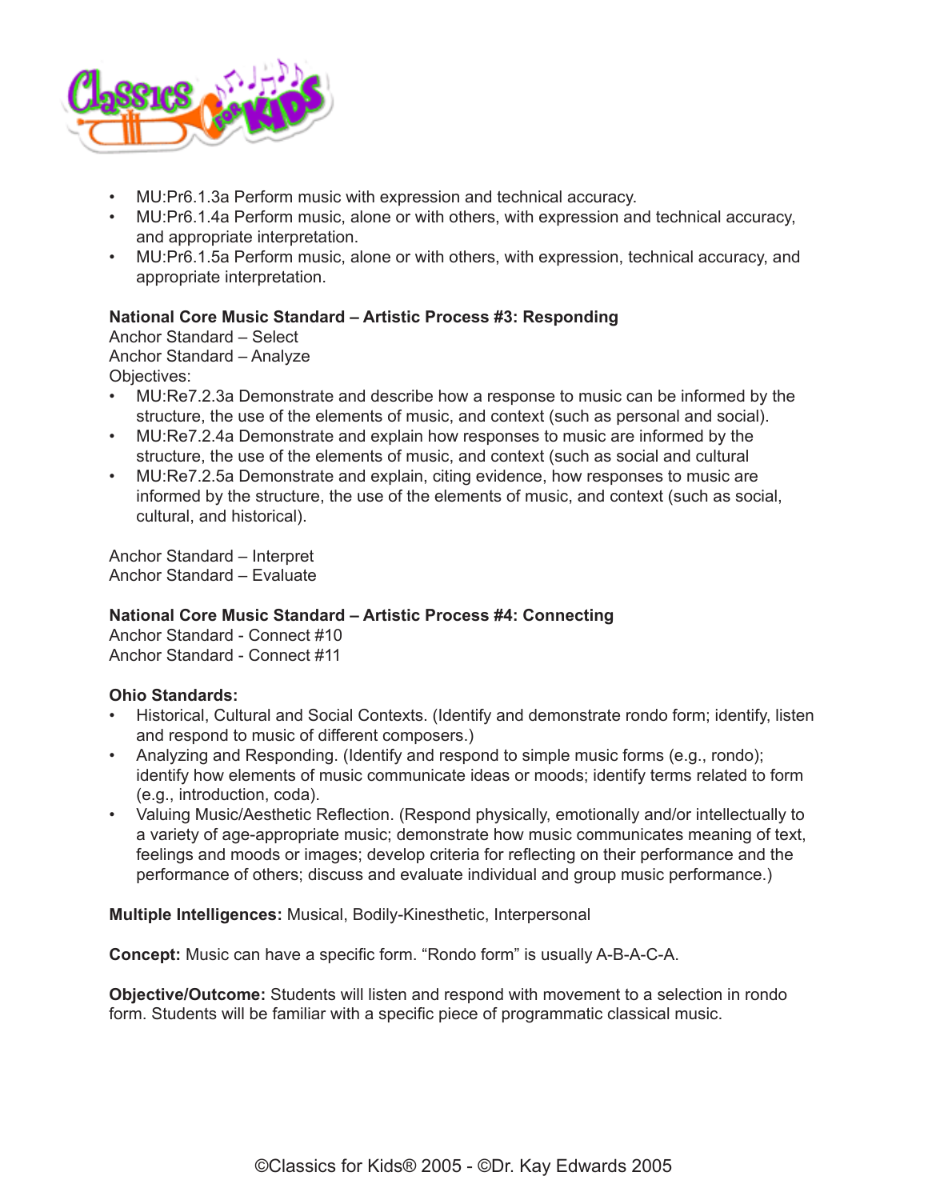- MU:Pr6.1.3a Perform music with expression and technical accuracy.
- MU:Pr6.1.4a Perform music, alone or with others, with expression and technical accuracy, and appropriate interpretation.
- MU:Pr6.1.5a Perform music, alone or with others, with expression, technical accuracy, and appropriate interpretation.

**National Core Music Standard – Artistic Process #3: Responding**
Anchor Standard – Select
Anchor Standard – Analyze
Objectives:

- MU:Re7.2.3a Demonstrate and describe how a response to music can be informed by the structure, the use of the elements of music, and context (such as personal and social).
- MU:Re7.2.4a Demonstrate and explain how responses to music are informed by the structure, the use of the elements of music, and context (such as social and cultural
- MU:Re7.2.5a Demonstrate and explain, citing evidence, how responses to music are informed by the structure, the use of the elements of music, and context (such as social, cultural, and historical).

Anchor Standard – Interpret
Anchor Standard – Evaluate

**National Core Music Standard – Artistic Process #4: Connecting**
Anchor Standard - Connect #10
Anchor Standard - Connect #11

**Ohio Standards:**

- Historical, Cultural and Social Contexts. (Identify and demonstrate rondo form; identify, listen and respond to music of different composers.)
- Analyzing and Responding. (Identify and respond to simple music forms (e.g., rondo); identify how elements of music communicate ideas or moods; identify terms related to form (e.g., introduction, coda).
- Valuing Music/Aesthetic Reflection. (Respond physically, emotionally and/or intellectually to a variety of age-appropriate music; demonstrate how music communicates meaning of text, feelings and moods or images; develop criteria for reflecting on their performance and the performance of others; discuss and evaluate individual and group music performance.)

**Multiple Intelligences:** Musical, Bodily-Kinesthetic, Interpersonal

**Concept:** Music can have a specific form. "Rondo form" is usually A-B-A-C-A.

**Objective/Outcome:** Students will listen and respond with movement to a selection in rondo form. Students will be familiar with a specific piece of programmatic classical music.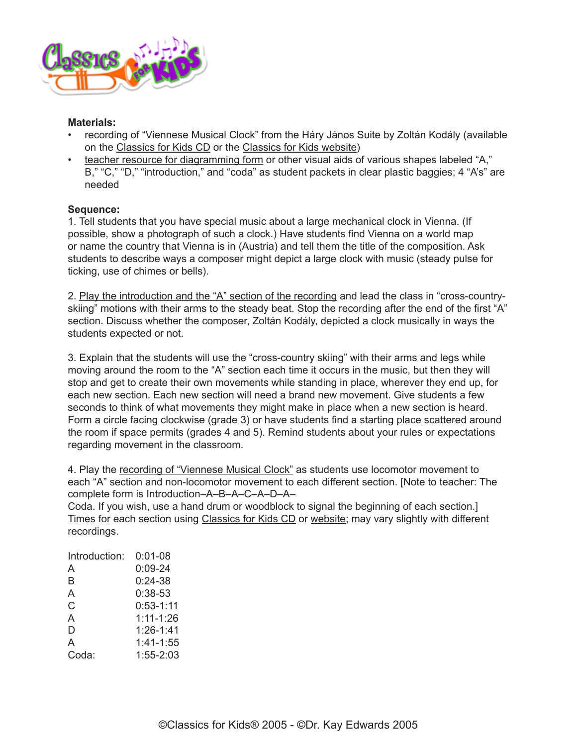**Materials:**

- recording of "Viennese Musical Clock" from the Háry János Suite by Zoltán Kodály (available on the Classics for Kids CD or the Classics for Kids website)
- teacher resource for diagramming form or other visual aids of various shapes labeled "A," B," "C," "D," "introduction," and "coda" as student packets in clear plastic baggies; 4 "A's" are needed

**Sequence:**

1. Tell students that you have special music about a large mechanical clock in Vienna. (If possible, show a photograph of such a clock.) Have students find Vienna on a world map or name the country that Vienna is in (Austria) and tell them the title of the composition. Ask students to describe ways a composer might depict a large clock with music (steady pulse for ticking, use of chimes or bells).

2. Play the introduction and the "A" section of the recording and lead the class in "cross-country-skiing" motions with their arms to the steady beat. Stop the recording after the end of the first "A" section. Discuss whether the composer, Zoltán Kodály, depicted a clock musically in ways the students expected or not.

3. Explain that the students will use the "cross-country skiing" with their arms and legs while moving around the room to the "A" section each time it occurs in the music, but then they will stop and get to create their own movements while standing in place, wherever they end up, for each new section. Each new section will need a brand new movement. Give students a few seconds to think of what movements they might make in place when a new section is heard. Form a circle facing clockwise (grade 3) or have students find a starting place scattered around the room if space permits (grades 4 and 5). Remind students about your rules or expectations regarding movement in the classroom.

4. Play the recording of "Viennese Musical Clock" as students use locomotor movement to each "A" section and non-locomotor movement to each different section. [Note to teacher: The complete form is Introduction–A–B–A–C–A–D–A–Coda. If you wish, use a hand drum or woodblock to signal the beginning of each section.] Times for each section using Classics for Kids CD or website; may vary slightly with different recordings.

| | |
|---|---|
| Introduction: | 0:01-08 |
| A | 0:09-24 |
| B | 0:24-38 |
| A | 0:38-53 |
| C | 0:53-1:11 |
| A | 1:11-1:26 |
| D | 1:26-1:41 |
| A | 1:41-1:55 |
| Coda: | 1:55-2:03 |

©Classics for Kids® 2005 - ©Dr. Kay Edwards 2005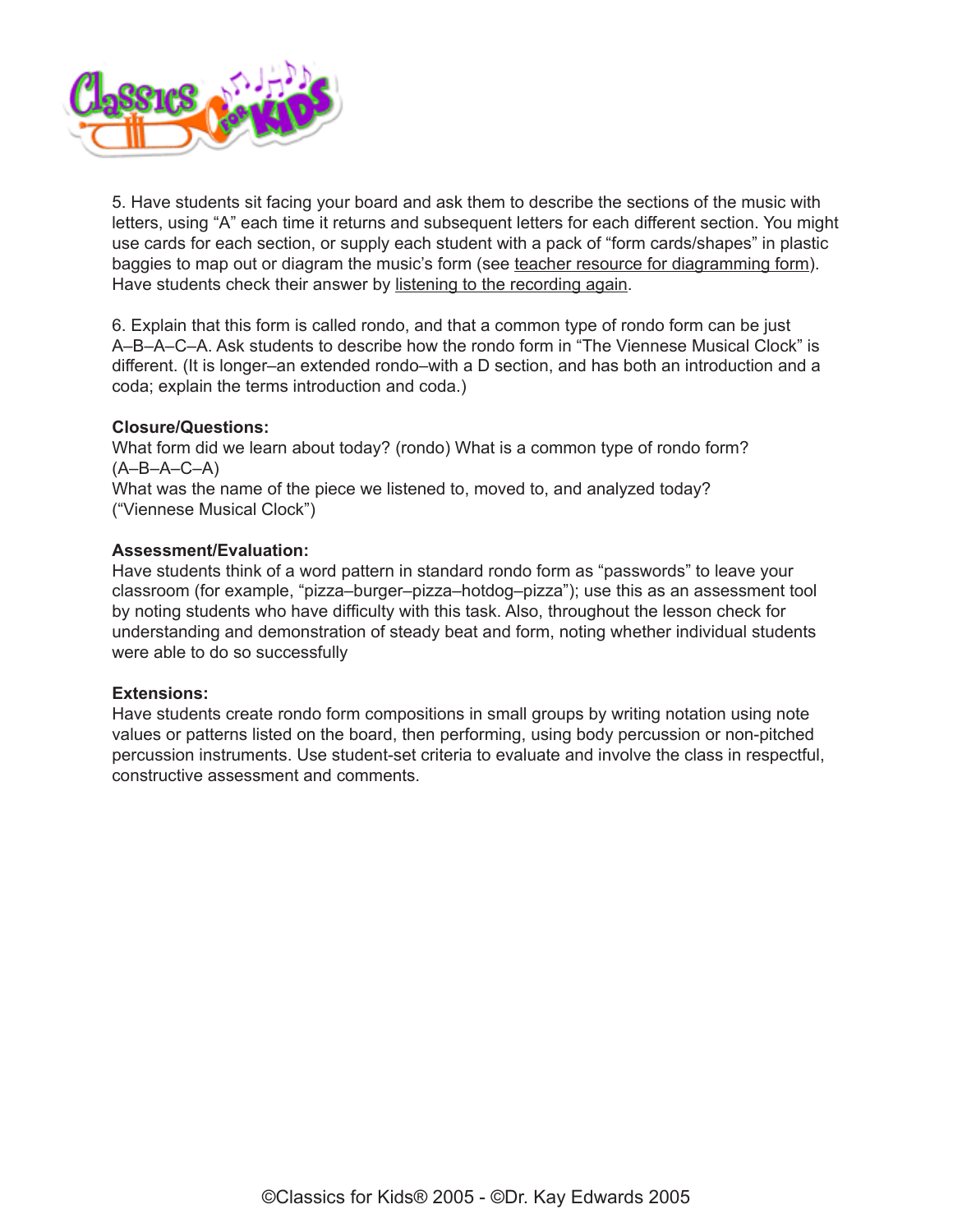5. Have students sit facing your board and ask them to describe the sections of the music with letters, using “A” each time it returns and subsequent letters for each different section. You might use cards for each section, or supply each student with a pack of “form cards/shapes” in plastic baggies to map out or diagram the music’s form (see teacher resource for diagramming form). Have students check their answer by listening to the recording again.

6. Explain that this form is called rondo, and that a common type of rondo form can be just A–B–A–C–A. Ask students to describe how the rondo form in “The Viennese Musical Clock” is different. (It is longer–an extended rondo–with a D section, and has both an introduction and a coda; explain the terms introduction and coda.)

**Closure/Questions:**
What form did we learn about today? (rondo) What is a common type of rondo form? (A–B–A–C–A)
What was the name of the piece we listened to, moved to, and analyzed today? (“Viennese Musical Clock”)

**Assessment/Evaluation:**
Have students think of a word pattern in standard rondo form as “passwords” to leave your classroom (for example, “pizza–burger–pizza–hotdog–pizza”); use this as an assessment tool by noting students who have difficulty with this task. Also, throughout the lesson check for understanding and demonstration of steady beat and form, noting whether individual students were able to do so successfully

**Extensions:**
Have students create rondo form compositions in small groups by writing notation using note values or patterns listed on the board, then performing, using body percussion or non-pitched percussion instruments. Use student-set criteria to evaluate and involve the class in respectful, constructive assessment and comments.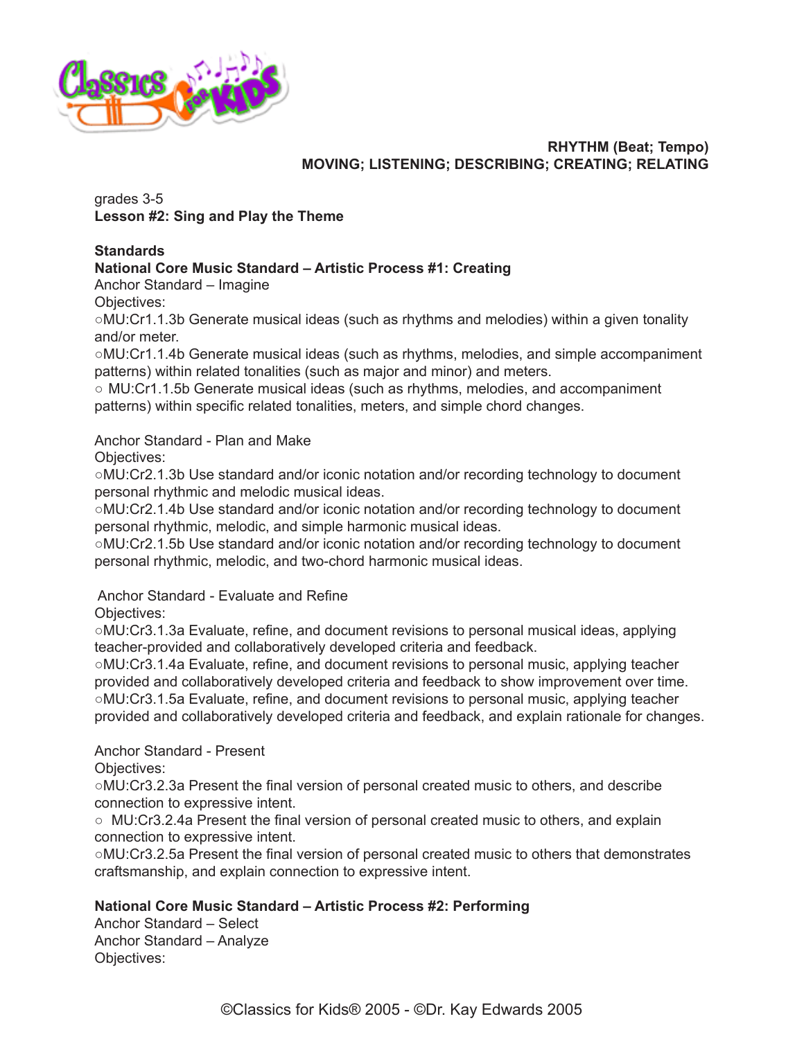**RHYTHM (Beat; Tempo)**
**MOVING; LISTENING; DESCRIBING; CREATING; RELATING**

grades 3-5
**Lesson #2: Sing and Play the Theme**

**Standards**
**National Core Music Standard – Artistic Process #1: Creating**
Anchor Standard – Imagine
Objectives:
○MU:Cr1.1.3b Generate musical ideas (such as rhythms and melodies) within a given tonality and/or meter.
○MU:Cr1.1.4b Generate musical ideas (such as rhythms, melodies, and simple accompaniment patterns) within related tonalities (such as major and minor) and meters.
○ MU:Cr1.1.5b Generate musical ideas (such as rhythms, melodies, and accompaniment patterns) within specific related tonalities, meters, and simple chord changes.

Anchor Standard - Plan and Make
Objectives:
○MU:Cr2.1.3b Use standard and/or iconic notation and/or recording technology to document personal rhythmic and melodic musical ideas.
○MU:Cr2.1.4b Use standard and/or iconic notation and/or recording technology to document personal rhythmic, melodic, and simple harmonic musical ideas.
○MU:Cr2.1.5b Use standard and/or iconic notation and/or recording technology to document personal rhythmic, melodic, and two-chord harmonic musical ideas.

Anchor Standard - Evaluate and Refine
Objectives:
○MU:Cr3.1.3a Evaluate, refine, and document revisions to personal musical ideas, applying teacher-provided and collaboratively developed criteria and feedback.
○MU:Cr3.1.4a Evaluate, refine, and document revisions to personal music, applying teacher provided and collaboratively developed criteria and feedback to show improvement over time.
○MU:Cr3.1.5a Evaluate, refine, and document revisions to personal music, applying teacher provided and collaboratively developed criteria and feedback, and explain rationale for changes.

Anchor Standard - Present
Objectives:
○MU:Cr3.2.3a Present the final version of personal created music to others, and describe connection to expressive intent.
○ MU:Cr3.2.4a Present the final version of personal created music to others, and explain connection to expressive intent.
○MU:Cr3.2.5a Present the final version of personal created music to others that demonstrates craftsmanship, and explain connection to expressive intent.

**National Core Music Standard – Artistic Process #2: Performing**
Anchor Standard – Select
Anchor Standard – Analyze
Objectives: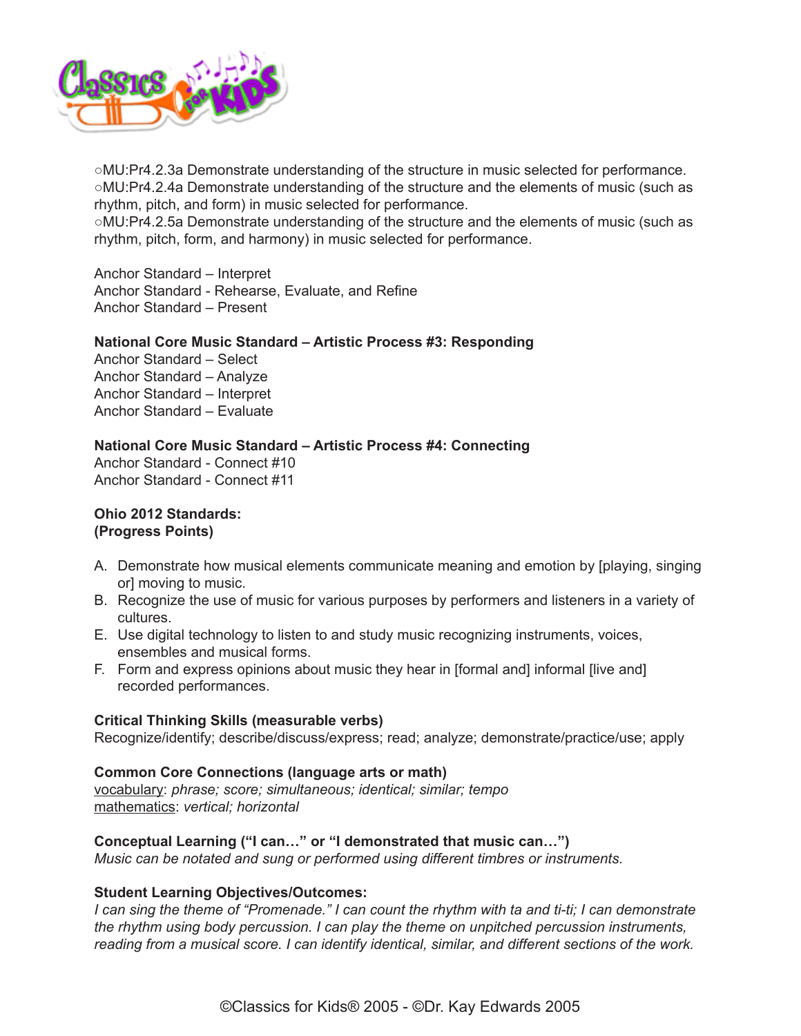○MU:Pr4.2.3a Demonstrate understanding of the structure in music selected for performance.
○MU:Pr4.2.4a Demonstrate understanding of the structure and the elements of music (such as rhythm, pitch, and form) in music selected for performance.
○MU:Pr4.2.5a Demonstrate understanding of the structure and the elements of music (such as rhythm, pitch, form, and harmony) in music selected for performance.

Anchor Standard – Interpret
Anchor Standard - Rehearse, Evaluate, and Refine
Anchor Standard – Present

**National Core Music Standard – Artistic Process #3: Responding**
Anchor Standard – Select
Anchor Standard – Analyze
Anchor Standard – Interpret
Anchor Standard – Evaluate

**National Core Music Standard – Artistic Process #4: Connecting**
Anchor Standard - Connect #10
Anchor Standard - Connect #11

**Ohio 2012 Standards:**
**(Progress Points)**

A. Demonstrate how musical elements communicate meaning and emotion by [playing, singing or] moving to music.
B. Recognize the use of music for various purposes by performers and listeners in a variety of cultures.
E. Use digital technology to listen to and study music recognizing instruments, voices, ensembles and musical forms.
F. Form and express opinions about music they hear in [formal and] informal [live and] recorded performances.

**Critical Thinking Skills (measurable verbs)**
Recognize/identify; describe/discuss/express; read; analyze; demonstrate/practice/use; apply

**Common Core Connections (language arts or math)**
vocabulary: *phrase; score; simultaneous; identical; similar; tempo*
mathematics: *vertical; horizontal*

**Conceptual Learning ("I can…" or "I demonstrated that music can…")**
*Music can be notated and sung or performed using different timbres or instruments.*

**Student Learning Objectives/Outcomes:**
*I can sing the theme of "Promenade." I can count the rhythm with ta and ti-ti; I can demonstrate the rhythm using body percussion. I can play the theme on unpitched percussion instruments, reading from a musical score. I can identify identical, similar, and different sections of the work.*

©Classics for Kids® 2005 - ©Dr. Kay Edwards 2005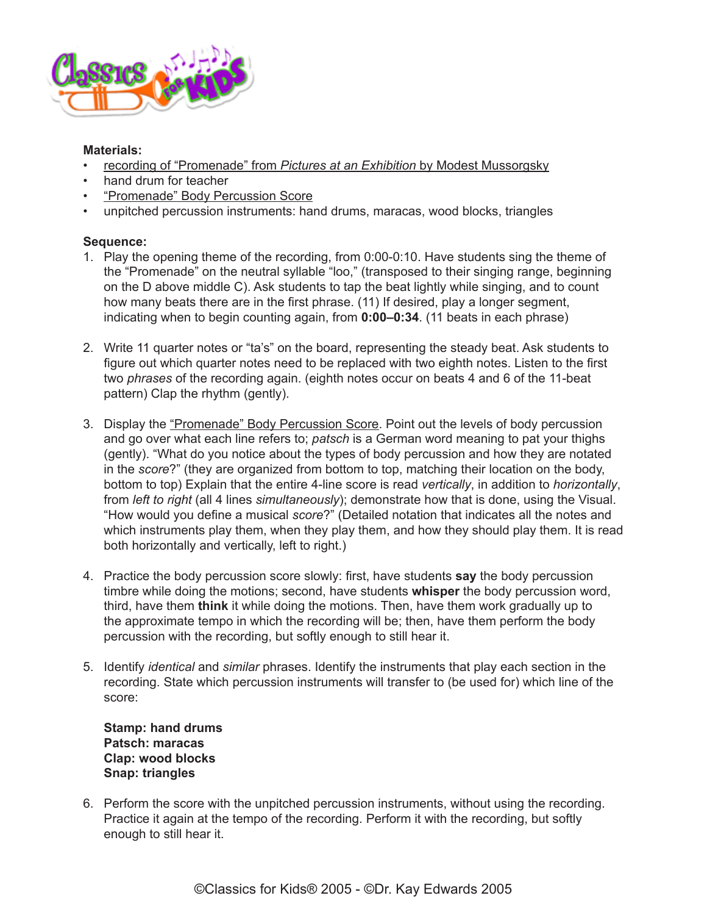**Materials:**

- recording of "Promenade" from *Pictures at an Exhibition* by Modest Mussorgsky
- hand drum for teacher
- "Promenade" Body Percussion Score
- unpitched percussion instruments: hand drums, maracas, wood blocks, triangles

**Sequence:**

1. Play the opening theme of the recording, from 0:00-0:10. Have students sing the theme of the "Promenade" on the neutral syllable "loo," (transposed to their singing range, beginning on the D above middle C). Ask students to tap the beat lightly while singing, and to count how many beats there are in the first phrase. (11) If desired, play a longer segment, indicating when to begin counting again, from **0:00–0:34**. (11 beats in each phrase)

2. Write 11 quarter notes or "ta's" on the board, representing the steady beat. Ask students to figure out which quarter notes need to be replaced with two eighth notes. Listen to the first two *phrases* of the recording again. (eighth notes occur on beats 4 and 6 of the 11-beat pattern) Clap the rhythm (gently).

3. Display the "Promenade" Body Percussion Score. Point out the levels of body percussion and go over what each line refers to; *patsch* is a German word meaning to pat your thighs (gently). "What do you notice about the types of body percussion and how they are notated in the *score*?" (they are organized from bottom to top, matching their location on the body, bottom to top) Explain that the entire 4-line score is read *vertically*, in addition to *horizontally*, from *left to right* (all 4 lines *simultaneously*); demonstrate how that is done, using the Visual. "How would you define a musical *score*?" (Detailed notation that indicates all the notes and which instruments play them, when they play them, and how they should play them. It is read both horizontally and vertically, left to right.)

4. Practice the body percussion score slowly: first, have students **say** the body percussion timbre while doing the motions; second, have students **whisper** the body percussion word, third, have them **think** it while doing the motions. Then, have them work gradually up to the approximate tempo in which the recording will be; then, have them perform the body percussion with the recording, but softly enough to still hear it.

5. Identify *identical* and *similar* phrases. Identify the instruments that play each section in the recording. State which percussion instruments will transfer to (be used for) which line of the score:

   **Stamp: hand drums**
   **Patsch: maracas**
   **Clap: wood blocks**
   **Snap: triangles**

6. Perform the score with the unpitched percussion instruments, without using the recording. Practice it again at the tempo of the recording. Perform it with the recording, but softly enough to still hear it.

©Classics for Kids® 2005 - ©Dr. Kay Edwards 2005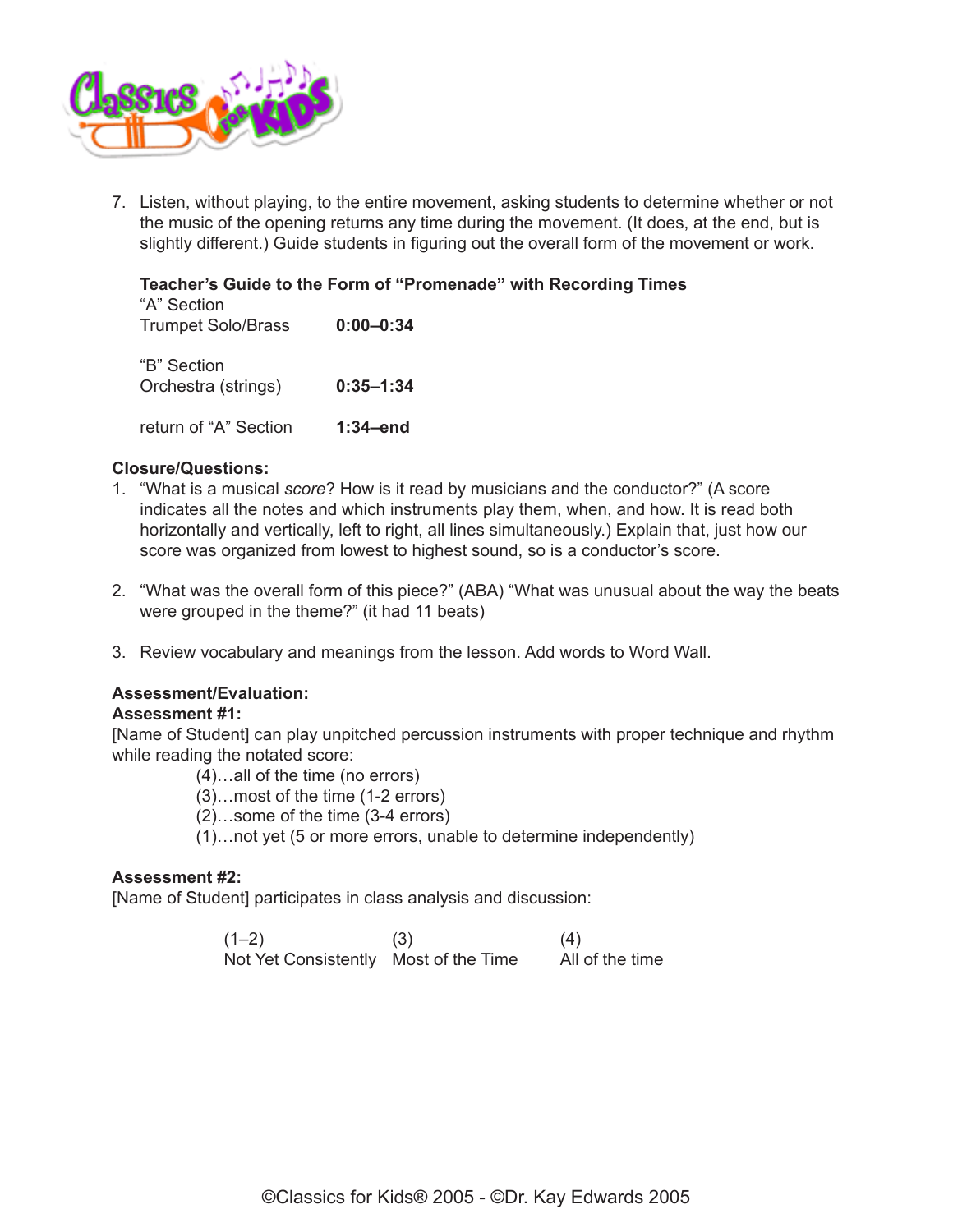7. Listen, without playing, to the entire movement, asking students to determine whether or not the music of the opening returns any time during the movement. (It does, at the end, but is slightly different.) Guide students in figuring out the overall form of the movement or work.

   **Teacher's Guide to the Form of "Promenade" with Recording Times**

   "A" Section
   Trumpet Solo/Brass **0:00–0:34**

   "B" Section
   Orchestra (strings) **0:35–1:34**

   return of "A" Section **1:34–end**

**Closure/Questions:**

1. "What is a musical *score*? How is it read by musicians and the conductor?" (A score indicates all the notes and which instruments play them, when, and how. It is read both horizontally and vertically, left to right, all lines simultaneously.) Explain that, just how our score was organized from lowest to highest sound, so is a conductor's score.

2. "What was the overall form of this piece?" (ABA) "What was unusual about the way the beats were grouped in the theme?" (it had 11 beats)

3. Review vocabulary and meanings from the lesson. Add words to Word Wall.

**Assessment/Evaluation:**

**Assessment #1:**

[Name of Student] can play unpitched percussion instruments with proper technique and rhythm while reading the notated score:

(4)…all of the time (no errors)
(3)…most of the time (1-2 errors)
(2)…some of the time (3-4 errors)
(1)…not yet (5 or more errors, unable to determine independently)

**Assessment #2:**

[Name of Student] participates in class analysis and discussion:

| (1–2) | (3) | (4) |
|---|---|---|
| Not Yet Consistently | Most of the Time | All of the time |

©Classics for Kids® 2005 - ©Dr. Kay Edwards 2005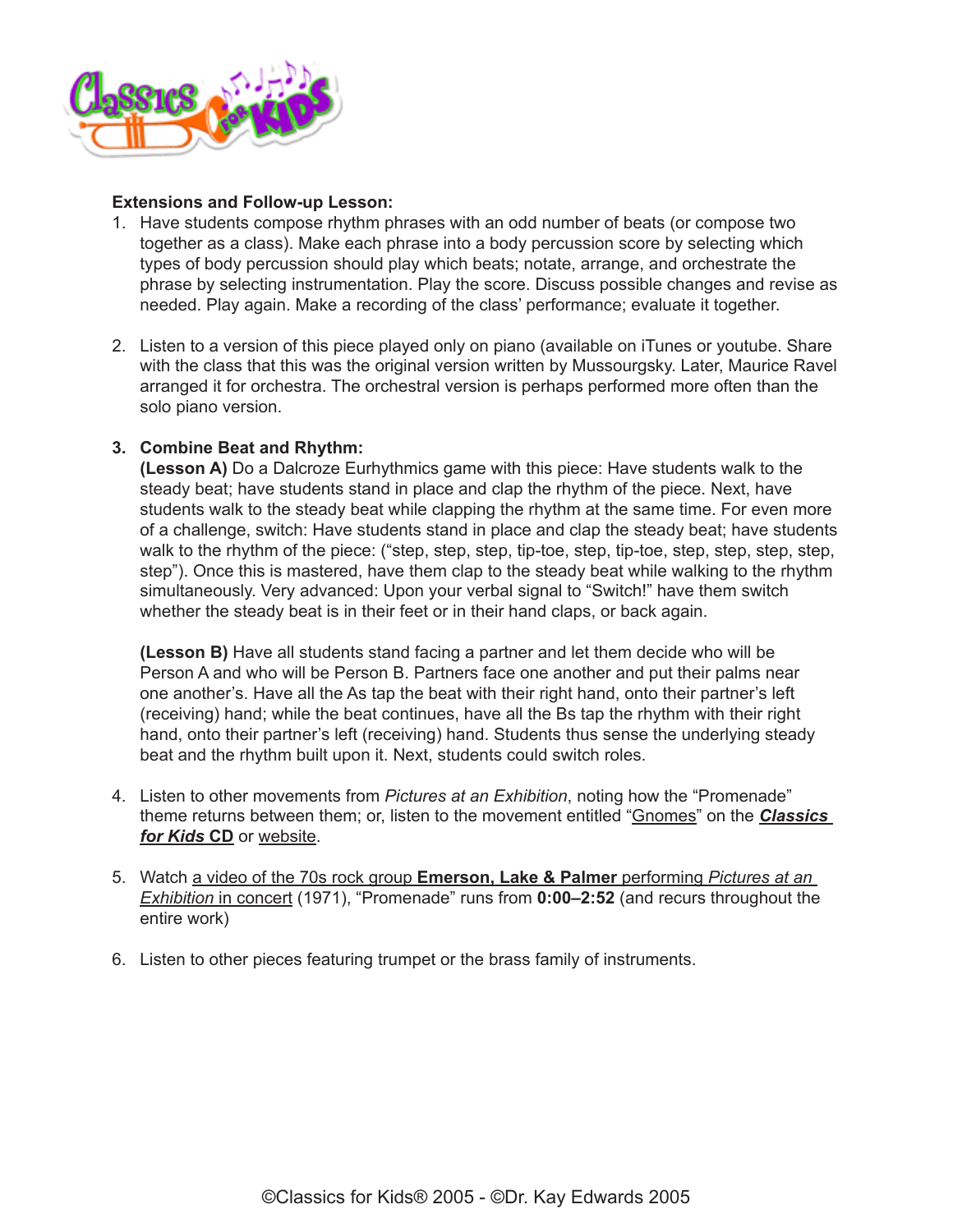**Extensions and Follow-up Lesson:**

1. Have students compose rhythm phrases with an odd number of beats (or compose two together as a class). Make each phrase into a body percussion score by selecting which types of body percussion should play which beats; notate, arrange, and orchestrate the phrase by selecting instrumentation. Play the score. Discuss possible changes and revise as needed. Play again. Make a recording of the class' performance; evaluate it together.

2. Listen to a version of this piece played only on piano (available on iTunes or youtube. Share with the class that this was the original version written by Mussourgsky. Later, Maurice Ravel arranged it for orchestra. The orchestral version is perhaps performed more often than the solo piano version.

3. **Combine Beat and Rhythm:**
   **(Lesson A)** Do a Dalcroze Eurhythmics game with this piece: Have students walk to the steady beat; have students stand in place and clap the rhythm of the piece. Next, have students walk to the steady beat while clapping the rhythm at the same time. For even more of a challenge, switch: Have students stand in place and clap the steady beat; have students walk to the rhythm of the piece: ("step, step, step, tip-toe, step, tip-toe, step, step, step, step, step"). Once this is mastered, have them clap to the steady beat while walking to the rhythm simultaneously. Very advanced: Upon your verbal signal to "Switch!" have them switch whether the steady beat is in their feet or in their hand claps, or back again.

   **(Lesson B)** Have all students stand facing a partner and let them decide who will be Person A and who will be Person B. Partners face one another and put their palms near one another's. Have all the As tap the beat with their right hand, onto their partner's left (receiving) hand; while the beat continues, have all the Bs tap the rhythm with their right hand, onto their partner's left (receiving) hand. Students thus sense the underlying steady beat and the rhythm built upon it. Next, students could switch roles.

4. Listen to other movements from *Pictures at an Exhibition*, noting how the "Promenade" theme returns between them; or, listen to the movement entitled "Gnomes" on the ***Classics for Kids* CD** or website.

5. Watch a video of the 70s rock group **Emerson, Lake & Palmer** performing *Pictures at an Exhibition* in concert (1971), "Promenade" runs from **0:00–2:52** (and recurs throughout the entire work)

6. Listen to other pieces featuring trumpet or the brass family of instruments.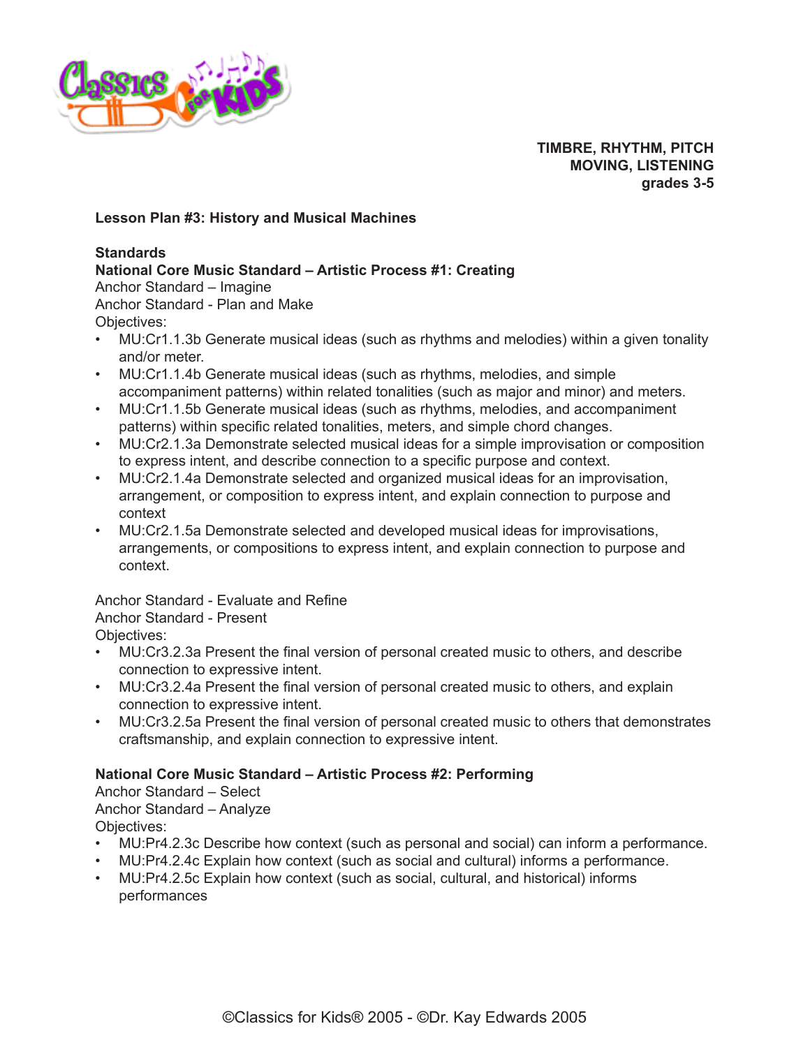**TIMBRE, RHYTHM, PITCH**
**MOVING, LISTENING**
**grades 3-5**

**Lesson Plan #3: History and Musical Machines**

**Standards**

**National Core Music Standard – Artistic Process #1: Creating**

Anchor Standard – Imagine
Anchor Standard - Plan and Make
Objectives:

- MU:Cr1.1.3b Generate musical ideas (such as rhythms and melodies) within a given tonality and/or meter.
- MU:Cr1.1.4b Generate musical ideas (such as rhythms, melodies, and simple accompaniment patterns) within related tonalities (such as major and minor) and meters.
- MU:Cr1.1.5b Generate musical ideas (such as rhythms, melodies, and accompaniment patterns) within specific related tonalities, meters, and simple chord changes.
- MU:Cr2.1.3a Demonstrate selected musical ideas for a simple improvisation or composition to express intent, and describe connection to a specific purpose and context.
- MU:Cr2.1.4a Demonstrate selected and organized musical ideas for an improvisation, arrangement, or composition to express intent, and explain connection to purpose and context
- MU:Cr2.1.5a Demonstrate selected and developed musical ideas for improvisations, arrangements, or compositions to express intent, and explain connection to purpose and context.

Anchor Standard - Evaluate and Refine
Anchor Standard - Present
Objectives:

- MU:Cr3.2.3a Present the final version of personal created music to others, and describe connection to expressive intent.
- MU:Cr3.2.4a Present the final version of personal created music to others, and explain connection to expressive intent.
- MU:Cr3.2.5a Present the final version of personal created music to others that demonstrates craftsmanship, and explain connection to expressive intent.

**National Core Music Standard – Artistic Process #2: Performing**

Anchor Standard – Select
Anchor Standard – Analyze
Objectives:

- MU:Pr4.2.3c Describe how context (such as personal and social) can inform a performance.
- MU:Pr4.2.4c Explain how context (such as social and cultural) informs a performance.
- MU:Pr4.2.5c Explain how context (such as social, cultural, and historical) informs performances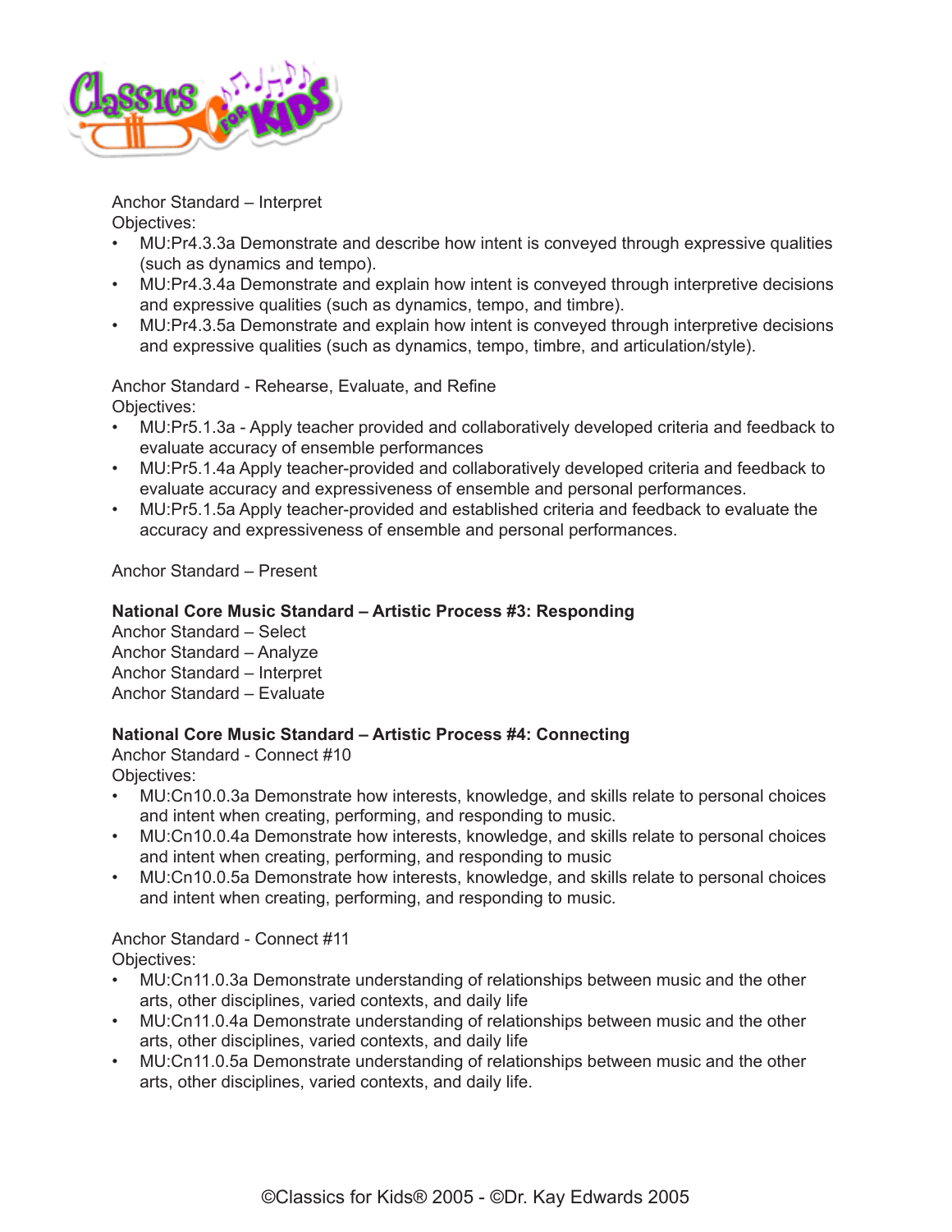Anchor Standard – Interpret
Objectives:

- MU:Pr4.3.3a Demonstrate and describe how intent is conveyed through expressive qualities (such as dynamics and tempo).
- MU:Pr4.3.4a Demonstrate and explain how intent is conveyed through interpretive decisions and expressive qualities (such as dynamics, tempo, and timbre).
- MU:Pr4.3.5a Demonstrate and explain how intent is conveyed through interpretive decisions and expressive qualities (such as dynamics, tempo, timbre, and articulation/style).

Anchor Standard - Rehearse, Evaluate, and Refine
Objectives:

- MU:Pr5.1.3a - Apply teacher provided and collaboratively developed criteria and feedback to evaluate accuracy of ensemble performances
- MU:Pr5.1.4a Apply teacher-provided and collaboratively developed criteria and feedback to evaluate accuracy and expressiveness of ensemble and personal performances.
- MU:Pr5.1.5a Apply teacher-provided and established criteria and feedback to evaluate the accuracy and expressiveness of ensemble and personal performances.

Anchor Standard – Present

**National Core Music Standard – Artistic Process #3: Responding**
Anchor Standard – Select
Anchor Standard – Analyze
Anchor Standard – Interpret
Anchor Standard – Evaluate

**National Core Music Standard – Artistic Process #4: Connecting**
Anchor Standard - Connect #10
Objectives:

- MU:Cn10.0.3a Demonstrate how interests, knowledge, and skills relate to personal choices and intent when creating, performing, and responding to music.
- MU:Cn10.0.4a Demonstrate how interests, knowledge, and skills relate to personal choices and intent when creating, performing, and responding to music
- MU:Cn10.0.5a Demonstrate how interests, knowledge, and skills relate to personal choices and intent when creating, performing, and responding to music.

Anchor Standard - Connect #11
Objectives:

- MU:Cn11.0.3a Demonstrate understanding of relationships between music and the other arts, other disciplines, varied contexts, and daily life
- MU:Cn11.0.4a Demonstrate understanding of relationships between music and the other arts, other disciplines, varied contexts, and daily life
- MU:Cn11.0.5a Demonstrate understanding of relationships between music and the other arts, other disciplines, varied contexts, and daily life.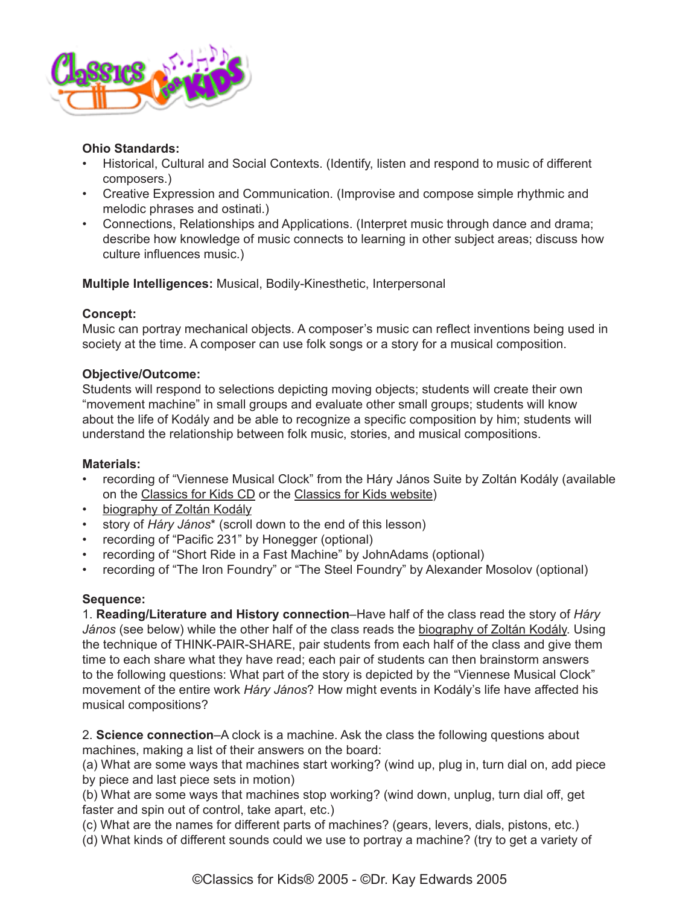**Ohio Standards:**

- Historical, Cultural and Social Contexts. (Identify, listen and respond to music of different composers.)
- Creative Expression and Communication. (Improvise and compose simple rhythmic and melodic phrases and ostinati.)
- Connections, Relationships and Applications. (Interpret music through dance and drama; describe how knowledge of music connects to learning in other subject areas; discuss how culture influences music.)

**Multiple Intelligences:** Musical, Bodily-Kinesthetic, Interpersonal

**Concept:**
Music can portray mechanical objects. A composer's music can reflect inventions being used in society at the time. A composer can use folk songs or a story for a musical composition.

**Objective/Outcome:**
Students will respond to selections depicting moving objects; students will create their own "movement machine" in small groups and evaluate other small groups; students will know about the life of Kodály and be able to recognize a specific composition by him; students will understand the relationship between folk music, stories, and musical compositions.

**Materials:**

- recording of "Viennese Musical Clock" from the Háry János Suite by Zoltán Kodály (available on the Classics for Kids CD or the Classics for Kids website)
- biography of Zoltán Kodály
- story of *Háry János** (scroll down to the end of this lesson)
- recording of "Pacific 231" by Honegger (optional)
- recording of "Short Ride in a Fast Machine" by JohnAdams (optional)
- recording of "The Iron Foundry" or "The Steel Foundry" by Alexander Mosolov (optional)

**Sequence:**

1. **Reading/Literature and History connection**–Have half of the class read the story of *Háry János* (see below) while the other half of the class reads the biography of Zoltán Kodály. Using the technique of THINK-PAIR-SHARE, pair students from each half of the class and give them time to each share what they have read; each pair of students can then brainstorm answers to the following questions: What part of the story is depicted by the "Viennese Musical Clock" movement of the entire work *Háry János*? How might events in Kodály's life have affected his musical compositions?

2. **Science connection**–A clock is a machine. Ask the class the following questions about machines, making a list of their answers on the board:
(a) What are some ways that machines start working? (wind up, plug in, turn dial on, add piece by piece and last piece sets in motion)
(b) What are some ways that machines stop working? (wind down, unplug, turn dial off, get faster and spin out of control, take apart, etc.)
(c) What are the names for different parts of machines? (gears, levers, dials, pistons, etc.)
(d) What kinds of different sounds could we use to portray a machine? (try to get a variety of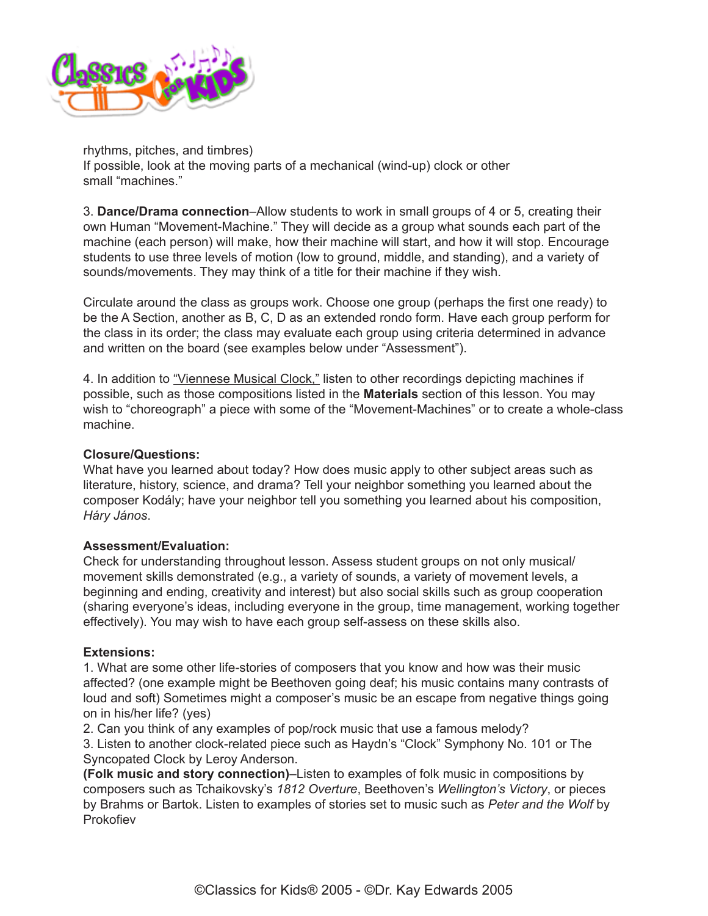rhythms, pitches, and timbres)
If possible, look at the moving parts of a mechanical (wind-up) clock or other small "machines."

3. **Dance/Drama connection**–Allow students to work in small groups of 4 or 5, creating their own Human "Movement-Machine." They will decide as a group what sounds each part of the machine (each person) will make, how their machine will start, and how it will stop. Encourage students to use three levels of motion (low to ground, middle, and standing), and a variety of sounds/movements. They may think of a title for their machine if they wish.

Circulate around the class as groups work. Choose one group (perhaps the first one ready) to be the A Section, another as B, C, D as an extended rondo form. Have each group perform for the class in its order; the class may evaluate each group using criteria determined in advance and written on the board (see examples below under "Assessment").

4. In addition to "Viennese Musical Clock," listen to other recordings depicting machines if possible, such as those compositions listed in the **Materials** section of this lesson. You may wish to "choreograph" a piece with some of the "Movement-Machines" or to create a whole-class machine.

**Closure/Questions:**
What have you learned about today? How does music apply to other subject areas such as literature, history, science, and drama? Tell your neighbor something you learned about the composer Kodály; have your neighbor tell you something you learned about his composition, *Háry János*.

**Assessment/Evaluation:**
Check for understanding throughout lesson. Assess student groups on not only musical/movement skills demonstrated (e.g., a variety of sounds, a variety of movement levels, a beginning and ending, creativity and interest) but also social skills such as group cooperation (sharing everyone's ideas, including everyone in the group, time management, working together effectively). You may wish to have each group self-assess on these skills also.

**Extensions:**
1. What are some other life-stories of composers that you know and how was their music affected? (one example might be Beethoven going deaf; his music contains many contrasts of loud and soft) Sometimes might a composer's music be an escape from negative things going on in his/her life? (yes)
2. Can you think of any examples of pop/rock music that use a famous melody?
3. Listen to another clock-related piece such as Haydn's "Clock" Symphony No. 101 or The Syncopated Clock by Leroy Anderson.
**(Folk music and story connection)**–Listen to examples of folk music in compositions by composers such as Tchaikovsky's *1812 Overture*, Beethoven's *Wellington's Victory*, or pieces by Brahms or Bartok. Listen to examples of stories set to music such as *Peter and the Wolf* by Prokofiev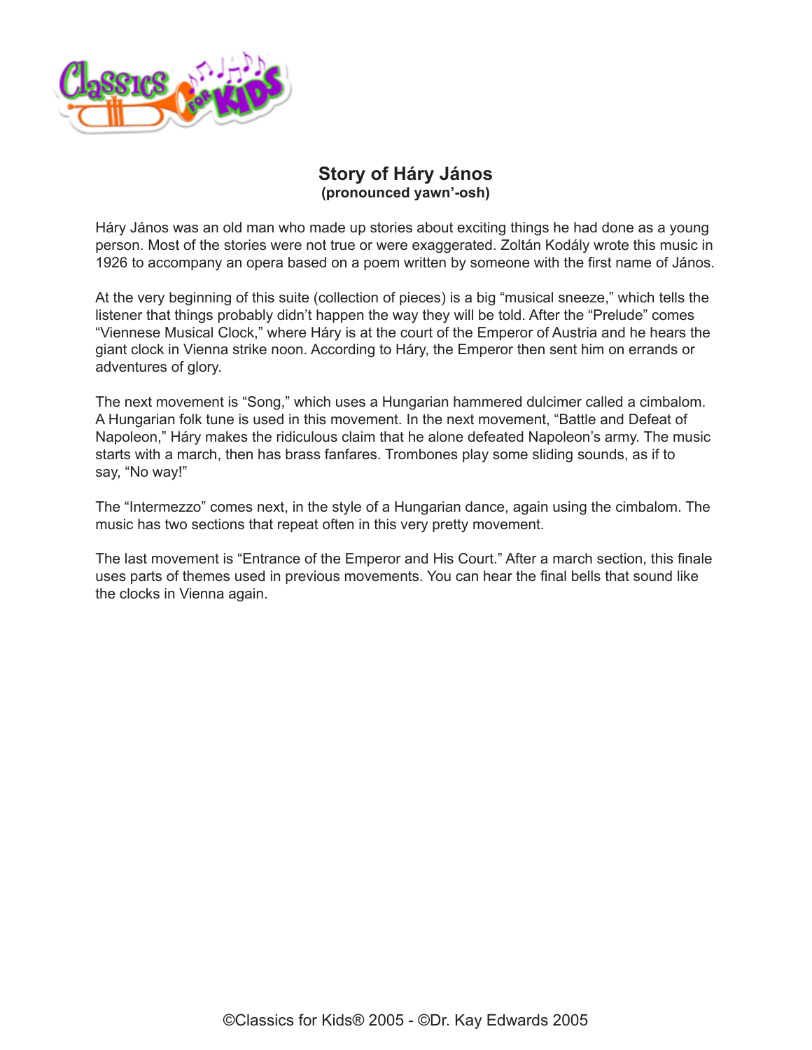## Story of Háry János
**(pronounced yawn'-osh)**

Háry János was an old man who made up stories about exciting things he had done as a young person. Most of the stories were not true or were exaggerated. Zoltán Kodály wrote this music in 1926 to accompany an opera based on a poem written by someone with the first name of János.

At the very beginning of this suite (collection of pieces) is a big "musical sneeze," which tells the listener that things probably didn't happen the way they will be told. After the "Prelude" comes "Viennese Musical Clock," where Háry is at the court of the Emperor of Austria and he hears the giant clock in Vienna strike noon. According to Háry, the Emperor then sent him on errands or adventures of glory.

The next movement is "Song," which uses a Hungarian hammered dulcimer called a cimbalom. A Hungarian folk tune is used in this movement. In the next movement, "Battle and Defeat of Napoleon," Háry makes the ridiculous claim that he alone defeated Napoleon's army. The music starts with a march, then has brass fanfares. Trombones play some sliding sounds, as if to say, "No way!"

The "Intermezzo" comes next, in the style of a Hungarian dance, again using the cimbalom. The music has two sections that repeat often in this very pretty movement.

The last movement is "Entrance of the Emperor and His Court." After a march section, this finale uses parts of themes used in previous movements. You can hear the final bells that sound like the clocks in Vienna again.

©Classics for Kids® 2005 - ©Dr. Kay Edwards 2005